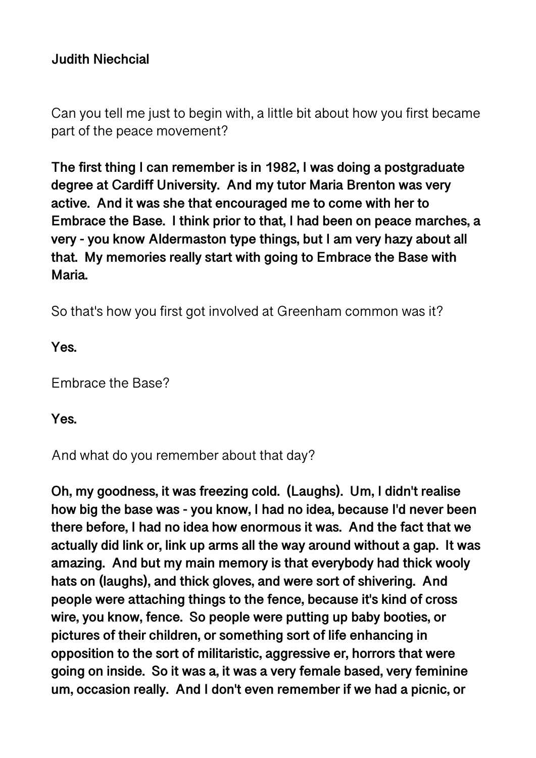**Judith Niechcial**

Can you tell me just to begin with, a little bit about how you first became part of the peace movement?

**The first thing I can remember is in 1982, I was doing a postgraduate degree at Cardiff University. And my tutor Maria Brenton was very active. And it was she that encouraged me to come with her to Embrace the Base. I think prior to that, I had been on peace marches, a very - you know Aldermaston type things, but I am very hazy about all that. My memories really start with going to Embrace the Base with Maria.**

So that's how you first got involved at Greenham common was it?

**Yes.**

Embrace the Base?

**Yes.**

And what do you remember about that day?

**Oh, my goodness, it was freezing cold. (Laughs). Um, I didn't realise how big the base was - you know, I had no idea, because I'd never been there before, I had no idea how enormous it was. And the fact that we actually did link or, link up arms all the way around without a gap. It was amazing. And but my main memory is that everybody had thick wooly hats on (laughs), and thick gloves, and were sort of shivering. And people were attaching things to the fence, because it's kind of cross wire, you know, fence. So people were putting up baby booties, or pictures of their children, or something sort of life enhancing in opposition to the sort of militaristic, aggressive er, horrors that were going on inside. So it was a, it was a very female based, very feminine um, occasion really. And I don't even remember if we had a picnic, or**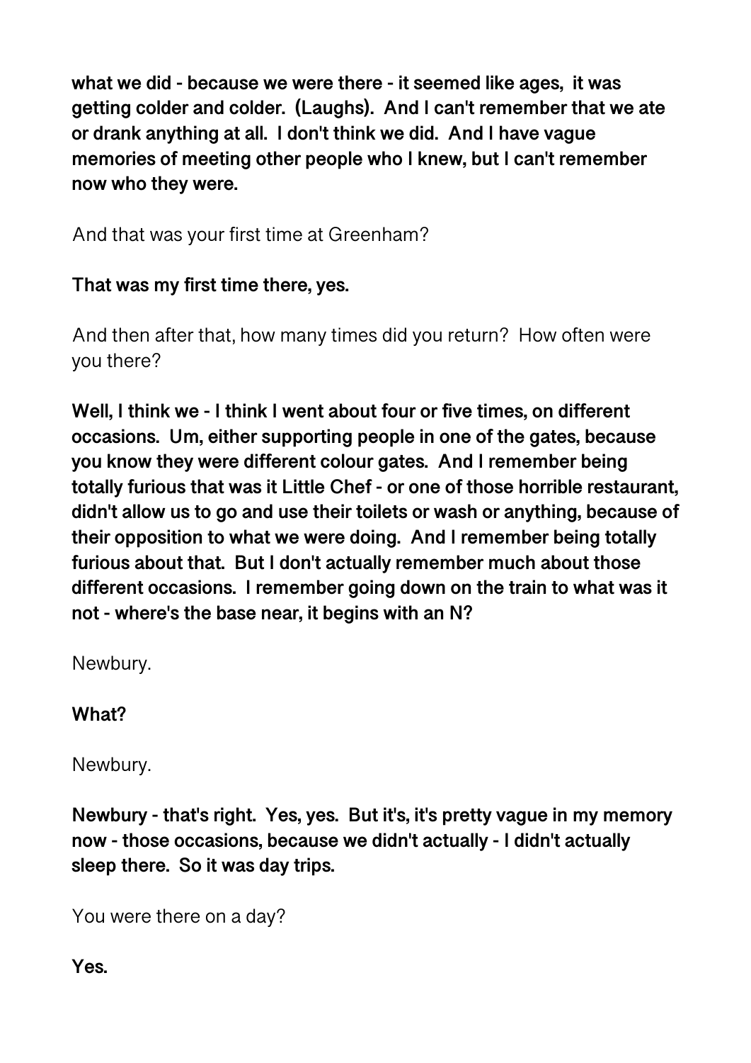**what we did - because we were there - it seemed like ages, it was getting colder and colder. (Laughs). And I can't remember that we ate or drank anything at all. I don't think we did. And I have vague memories of meeting other people who I knew, but I can't remember now who they were.**

And that was your first time at Greenham?

**That was my first time there, yes.**

And then after that, how many times did you return? How often were you there?

**Well, I think we - I think I went about four or five times, on different occasions. Um, either supporting people in one of the gates, because you know they were different colour gates. And I remember being totally furious that was it Little Chef - or one of those horrible restaurant, didn't allow us to go and use their toilets or wash or anything, because of their opposition to what we were doing. And I remember being totally furious about that. But I don't actually remember much about those different occasions. I remember going down on the train to what was it not - where's the base near, it begins with an N?**

Newbury.

**What?**

Newbury.

**Newbury - that's right. Yes, yes. But it's, it's pretty vague in my memory now - those occasions, because we didn't actually - I didn't actually sleep there. So it was day trips.**

You were there on a day?

**Yes.**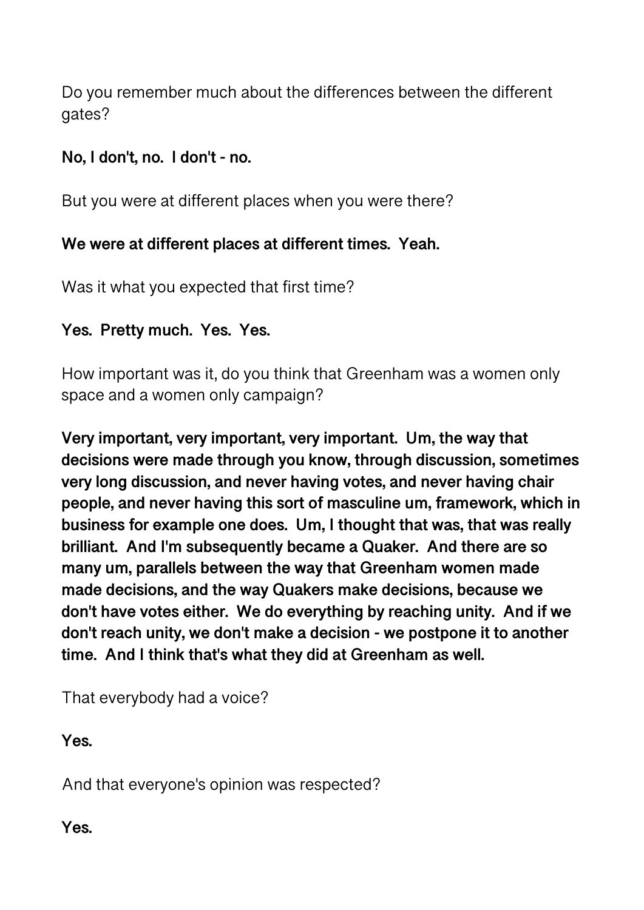Do you remember much about the differences between the different gates?

**No, I don't, no. I don't - no.**

But you were at different places when you were there?

**We were at different places at different times. Yeah.**

Was it what you expected that first time?

**Yes. Pretty much. Yes. Yes.**

How important was it, do you think that Greenham was a women only space and a women only campaign?

**Very important, very important, very important. Um, the way that decisions were made through you know, through discussion, sometimes very long discussion, and never having votes, and never having chair people, and never having this sort of masculine um, framework, which in business for example one does. Um, I thought that was, that was really brilliant. And I'm subsequently became a Quaker. And there are so many um, parallels between the way that Greenham women made made decisions, and the way Quakers make decisions, because we don't have votes either. We do everything by reaching unity. And if we don't reach unity, we don't make a decision - we postpone it to another time. And I think that's what they did at Greenham as well.**

That everybody had a voice?

**Yes.**

And that everyone's opinion was respected?

**Yes.**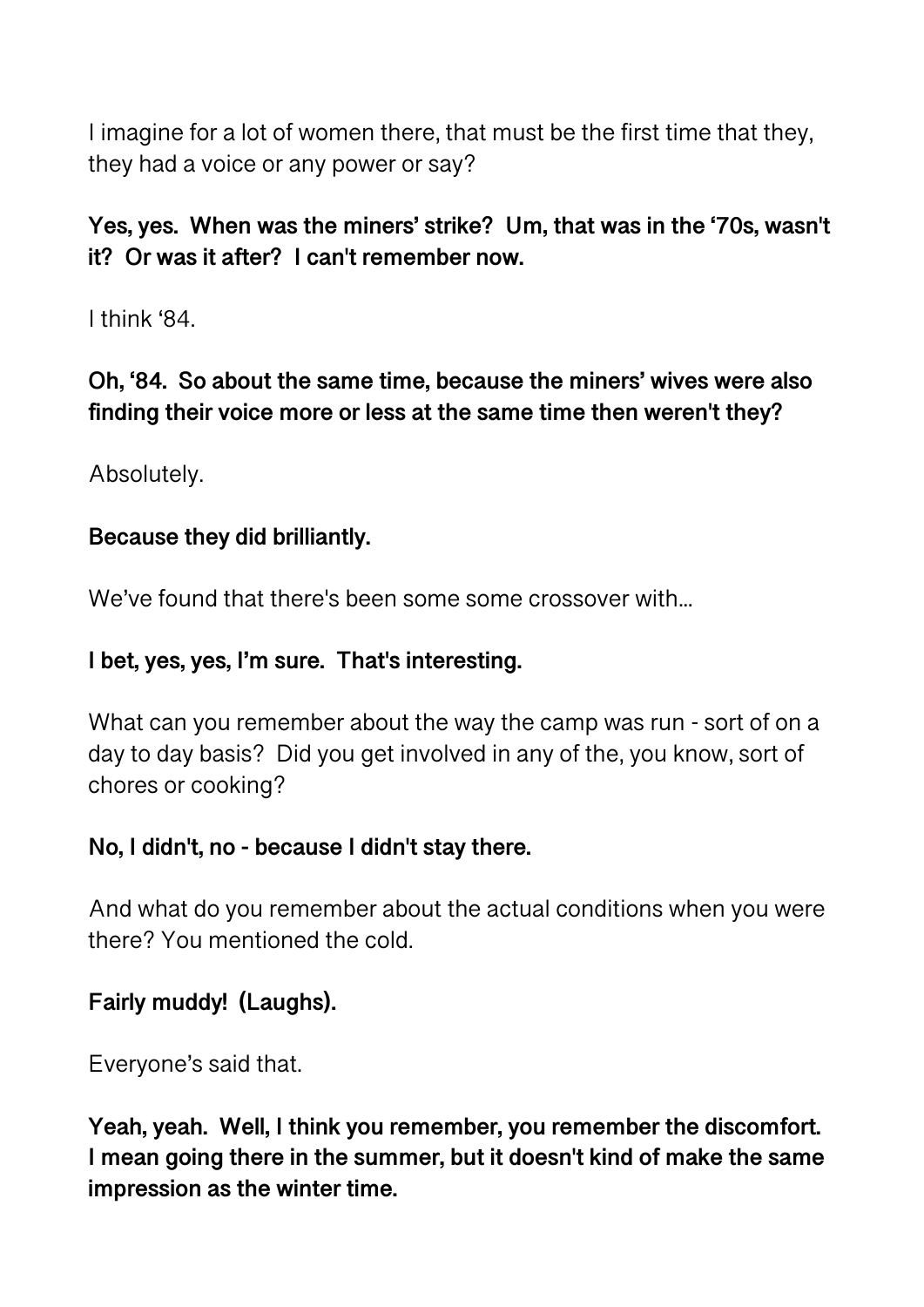I imagine for a lot of women there, that must be the first time that they, they had a voice or any power or say?

**Yes, yes. When was the miners' strike? Um, that was in the '70s, wasn't it? Or was it after? I can't remember now.**

I think '84.

**Oh, '84. So about the same time, because the miners' wives were also finding their voice more or less at the same time then weren't they?**

Absolutely.

**Because they did brilliantly.**

We've found that there's been some some crossover with...

**I bet, yes, yes, I'm sure. That's interesting.**

What can you remember about the way the camp was run - sort of on a day to day basis? Did you get involved in any of the, you know, sort of chores or cooking?

**No, I didn't, no - because I didn't stay there.**

And what do you remember about the actual conditions when you were there? You mentioned the cold.

**Fairly muddy! (Laughs).**

Everyone's said that.

**Yeah, yeah. Well, I think you remember, you remember the discomfort. I mean going there in the summer, but it doesn't kind of make the same impression as the winter time.**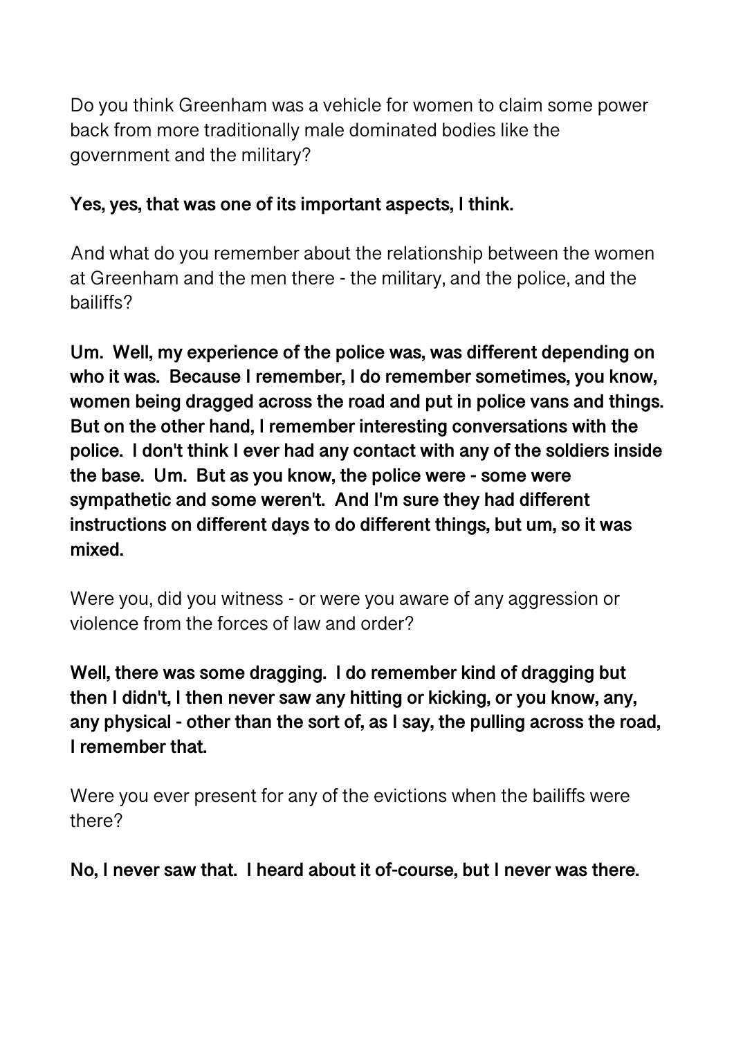Do you think Greenham was a vehicle for women to claim some power back from more traditionally male dominated bodies like the government and the military?

**Yes, yes, that was one of its important aspects, I think.**

And what do you remember about the relationship between the women at Greenham and the men there - the military, and the police, and the bailiffs?

**Um. Well, my experience of the police was, was different depending on who it was. Because I remember, I do remember sometimes, you know, women being dragged across the road and put in police vans and things. But on the other hand, I remember interesting conversations with the police. I don't think I ever had any contact with any of the soldiers inside the base. Um. But as you know, the police were - some were sympathetic and some weren't. And I'm sure they had different instructions on different days to do different things, but um, so it was mixed.**

Were you, did you witness - or were you aware of any aggression or violence from the forces of law and order?

**Well, there was some dragging. I do remember kind of dragging but then I didn't, I then never saw any hitting or kicking, or you know, any, any physical - other than the sort of, as I say, the pulling across the road, I remember that.**

Were you ever present for any of the evictions when the bailiffs were there?

**No, I never saw that. I heard about it of-course, but I never was there.**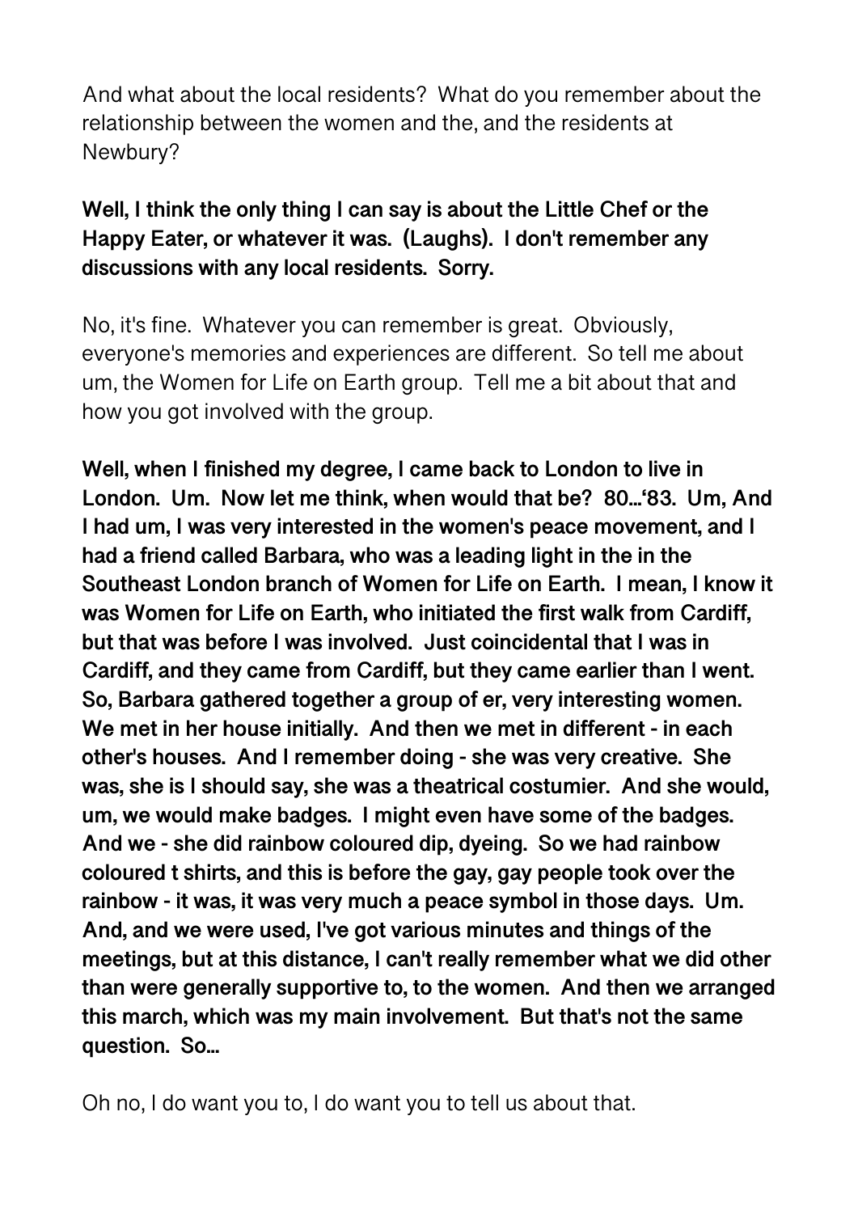And what about the local residents? What do you remember about the relationship between the women and the, and the residents at Newbury?

**Well, I think the only thing I can say is about the Little Chef or the Happy Eater, or whatever it was. (Laughs). I don't remember any discussions with any local residents. Sorry.**

No, it's fine. Whatever you can remember is great. Obviously, everyone's memories and experiences are different. So tell me about um, the Women for Life on Earth group. Tell me a bit about that and how you got involved with the group.

**Well, when I finished my degree, I came back to London to live in London. Um. Now let me think, when would that be? 80...'83. Um, And I had um, I was very interested in the women's peace movement, and I had a friend called Barbara, who was a leading light in the in the Southeast London branch of Women for Life on Earth. I mean, I know it was Women for Life on Earth, who initiated the first walk from Cardiff, but that was before I was involved. Just coincidental that I was in Cardiff, and they came from Cardiff, but they came earlier than I went. So, Barbara gathered together a group of er, very interesting women. We met in her house initially. And then we met in different - in each other's houses. And I remember doing - she was very creative. She was, she is I should say, she was a theatrical costumier. And she would, um, we would make badges. I might even have some of the badges. And we - she did rainbow coloured dip, dyeing. So we had rainbow coloured t shirts, and this is before the gay, gay people took over the rainbow - it was, it was very much a peace symbol in those days. Um. And, and we were used, I've got various minutes and things of the meetings, but at this distance, I can't really remember what we did other than were generally supportive to, to the women. And then we arranged this march, which was my main involvement. But that's not the same question. So...**

Oh no, I do want you to, I do want you to tell us about that.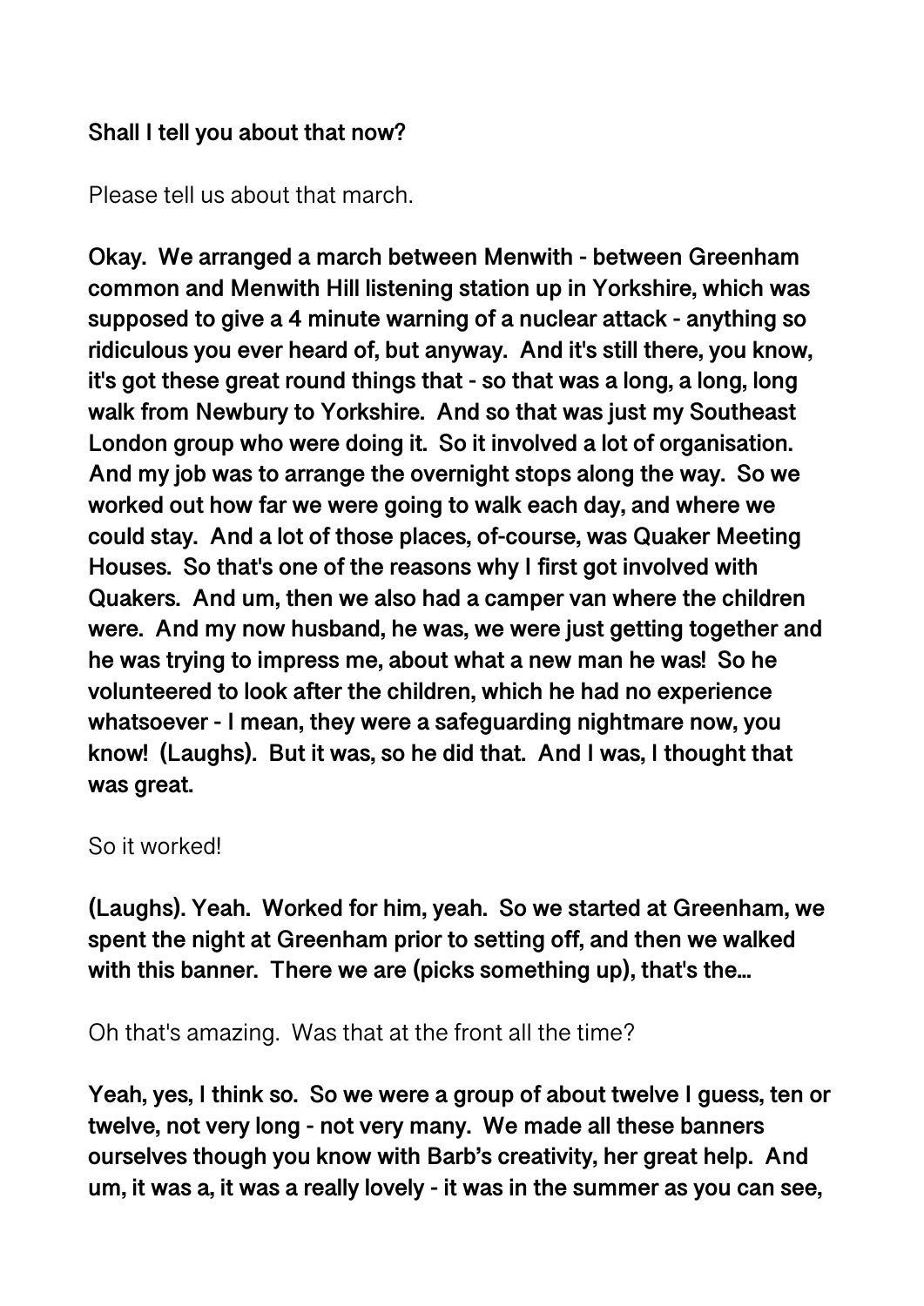**Shall I tell you about that now?**

Please tell us about that march.

**Okay. We arranged a march between Menwith - between Greenham common and Menwith Hill listening station up in Yorkshire, which was supposed to give a 4 minute warning of a nuclear attack - anything so ridiculous you ever heard of, but anyway. And it's still there, you know, it's got these great round things that - so that was a long, a long, long walk from Newbury to Yorkshire. And so that was just my Southeast London group who were doing it. So it involved a lot of organisation. And my job was to arrange the overnight stops along the way. So we worked out how far we were going to walk each day, and where we could stay. And a lot of those places, of-course, was Quaker Meeting Houses. So that's one of the reasons why I first got involved with Quakers. And um, then we also had a camper van where the children were. And my now husband, he was, we were just getting together and he was trying to impress me, about what a new man he was! So he volunteered to look after the children, which he had no experience whatsoever - I mean, they were a safeguarding nightmare now, you know! (Laughs). But it was, so he did that. And I was, I thought that was great.**

So it worked!

**(Laughs). Yeah. Worked for him, yeah. So we started at Greenham, we spent the night at Greenham prior to setting off, and then we walked with this banner. There we are (picks something up), that's the...**

Oh that's amazing. Was that at the front all the time?

**Yeah, yes, I think so. So we were a group of about twelve I guess, ten or twelve, not very long - not very many. We made all these banners ourselves though you know with Barb's creativity, her great help. And um, it was a, it was a really lovely - it was in the summer as you can see,**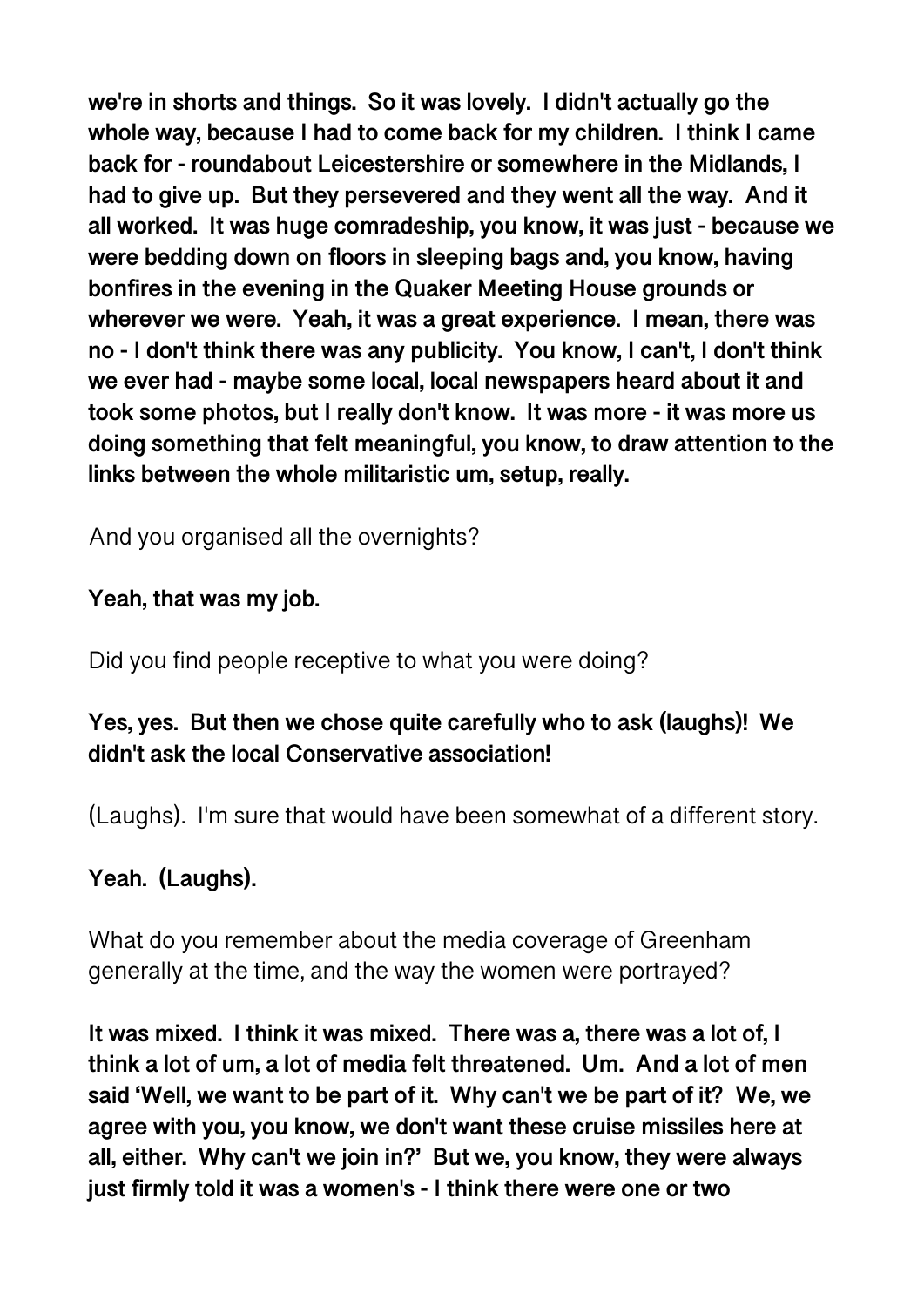**we're in shorts and things. So it was lovely. I didn't actually go the whole way, because I had to come back for my children. I think I came back for - roundabout Leicestershire or somewhere in the Midlands, I had to give up. But they persevered and they went all the way. And it all worked. It was huge comradeship, you know, it was just - because we were bedding down on floors in sleeping bags and, you know, having bonfires in the evening in the Quaker Meeting House grounds or wherever we were. Yeah, it was a great experience. I mean, there was no - I don't think there was any publicity. You know, I can't, I don't think we ever had - maybe some local, local newspapers heard about it and took some photos, but I really don't know. It was more - it was more us doing something that felt meaningful, you know, to draw attention to the links between the whole militaristic um, setup, really.**

And you organised all the overnights?

**Yeah, that was my job.**

Did you find people receptive to what you were doing?

**Yes, yes. But then we chose quite carefully who to ask (laughs)! We didn't ask the local Conservative association!**

(Laughs). I'm sure that would have been somewhat of a different story.

**Yeah. (Laughs).**

What do you remember about the media coverage of Greenham generally at the time, and the way the women were portrayed?

**It was mixed. I think it was mixed. There was a, there was a lot of, I think a lot of um, a lot of media felt threatened. Um. And a lot of men said 'Well, we want to be part of it. Why can't we be part of it? We, we agree with you, you know, we don't want these cruise missiles here at all, either. Why can't we join in?' But we, you know, they were always just firmly told it was a women's - I think there were one or two**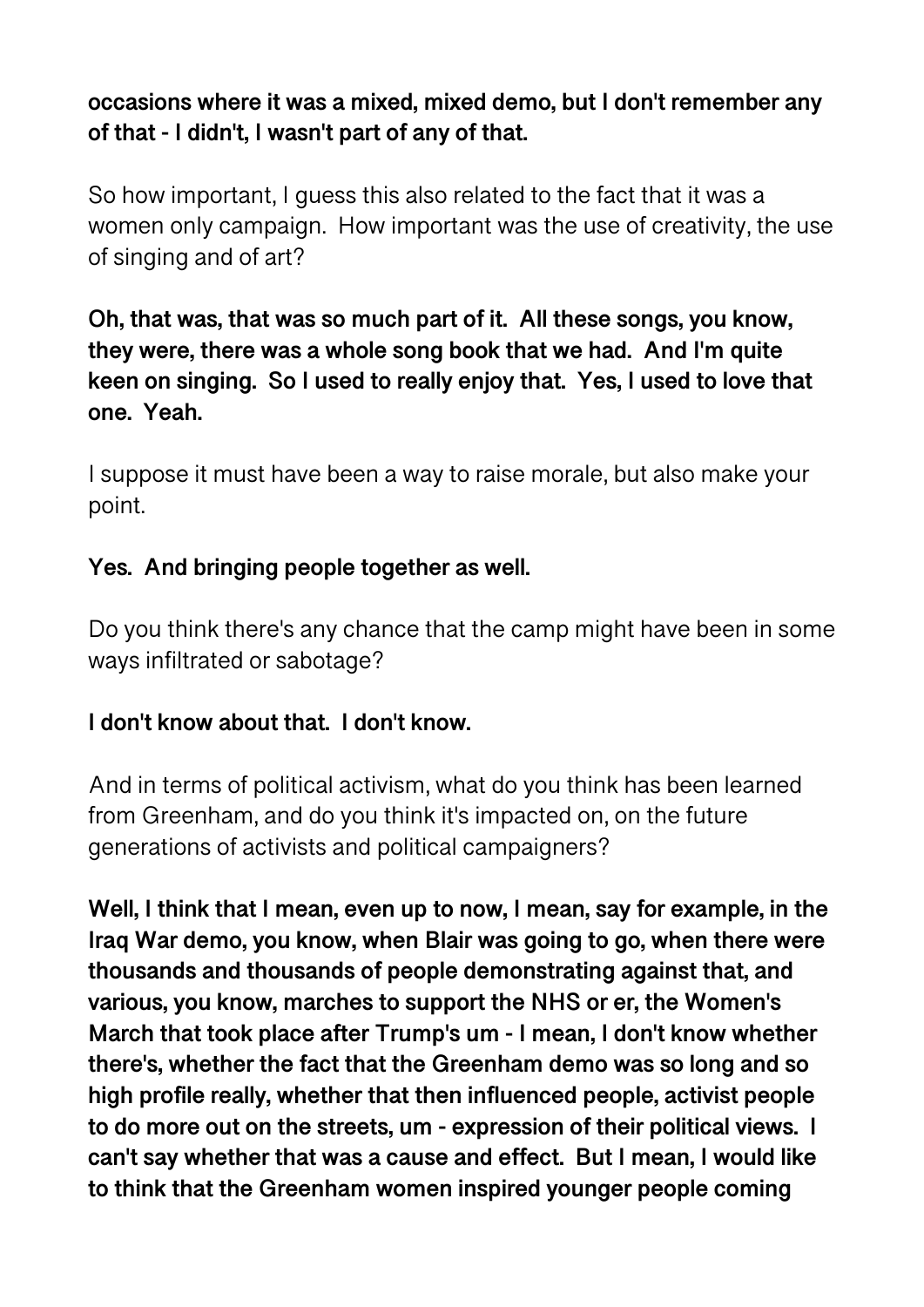**occasions where it was a mixed, mixed demo, but I don't remember any of that - I didn't, I wasn't part of any of that.**

So how important, I guess this also related to the fact that it was a women only campaign. How important was the use of creativity, the use of singing and of art?

**Oh, that was, that was so much part of it. All these songs, you know, they were, there was a whole song book that we had. And I'm quite keen on singing. So I used to really enjoy that. Yes, I used to love that one. Yeah.**

I suppose it must have been a way to raise morale, but also make your point.

**Yes. And bringing people together as well.**

Do you think there's any chance that the camp might have been in some ways infiltrated or sabotage?

**I don't know about that. I don't know.**

And in terms of political activism, what do you think has been learned from Greenham, and do you think it's impacted on, on the future generations of activists and political campaigners?

**Well, I think that I mean, even up to now, I mean, say for example, in the Iraq War demo, you know, when Blair was going to go, when there were thousands and thousands of people demonstrating against that, and various, you know, marches to support the NHS or er, the Women's March that took place after Trump's um - I mean, I don't know whether there's, whether the fact that the Greenham demo was so long and so high profile really, whether that then influenced people, activist people to do more out on the streets, um - expression of their political views. I can't say whether that was a cause and effect. But I mean, I would like to think that the Greenham women inspired younger people coming**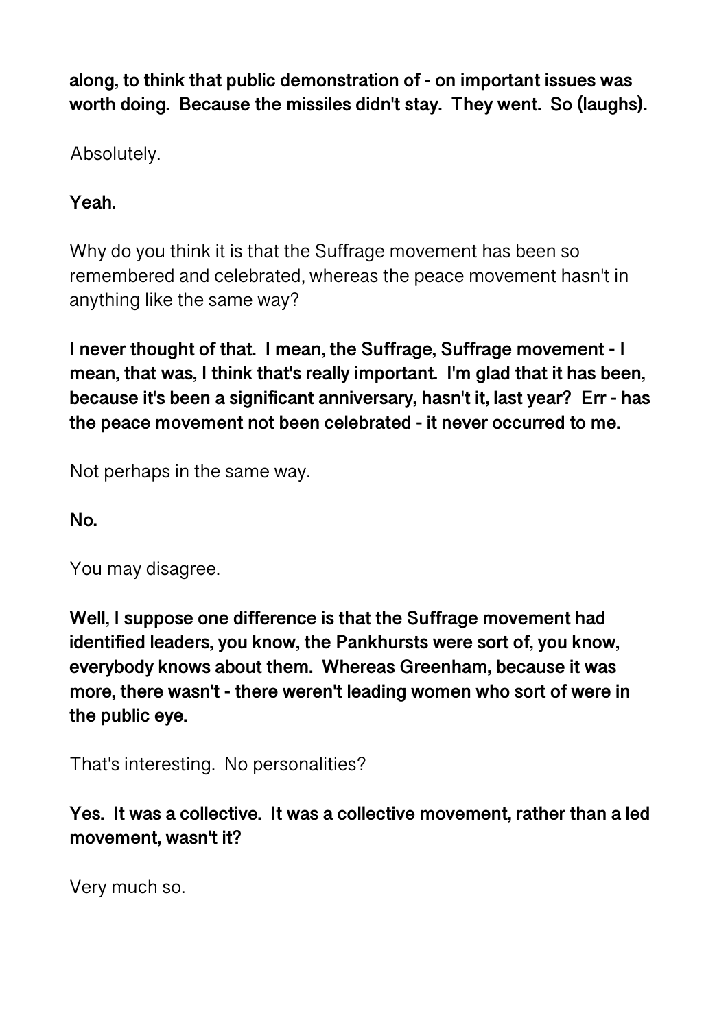**along, to think that public demonstration of - on important issues was worth doing. Because the missiles didn't stay. They went. So (laughs).**

Absolutely.

**Yeah.**

Why do you think it is that the Suffrage movement has been so remembered and celebrated, whereas the peace movement hasn't in anything like the same way?

**I never thought of that. I mean, the Suffrage, Suffrage movement - I mean, that was, I think that's really important. I'm glad that it has been, because it's been a significant anniversary, hasn't it, last year? Err - has the peace movement not been celebrated - it never occurred to me.**

Not perhaps in the same way.

**No.**

You may disagree.

**Well, I suppose one difference is that the Suffrage movement had identified leaders, you know, the Pankhursts were sort of, you know, everybody knows about them. Whereas Greenham, because it was more, there wasn't - there weren't leading women who sort of were in the public eye.**

That's interesting. No personalities?

**Yes. It was a collective. It was a collective movement, rather than a led movement, wasn't it?**

Very much so.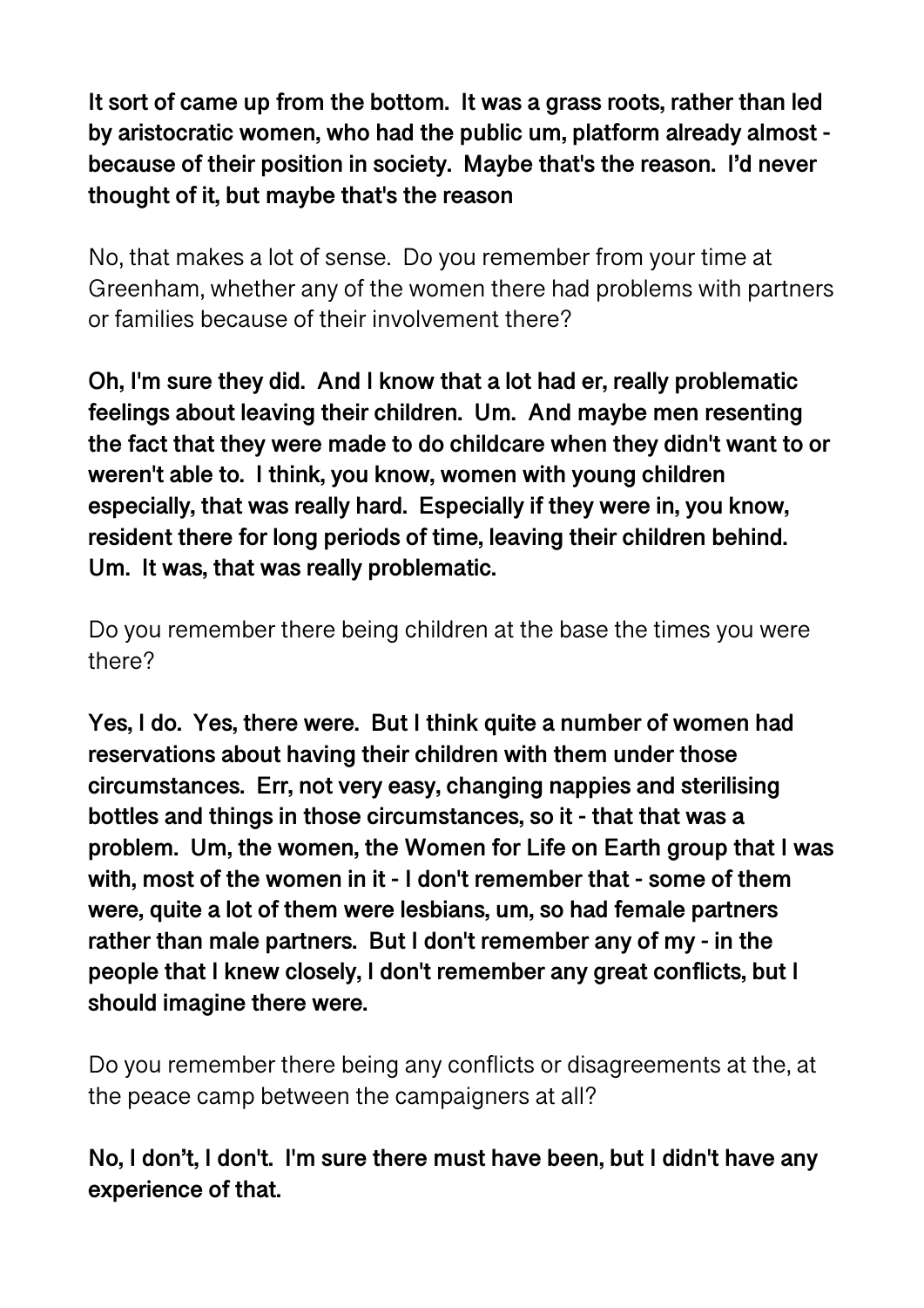**It sort of came up from the bottom. It was a grass roots, rather than led by aristocratic women, who had the public um, platform already almost - because of their position in society. Maybe that's the reason. I'd never thought of it, but maybe that's the reason**

No, that makes a lot of sense. Do you remember from your time at Greenham, whether any of the women there had problems with partners or families because of their involvement there?

**Oh, I'm sure they did. And I know that a lot had er, really problematic feelings about leaving their children. Um. And maybe men resenting the fact that they were made to do childcare when they didn't want to or weren't able to. I think, you know, women with young children especially, that was really hard. Especially if they were in, you know, resident there for long periods of time, leaving their children behind. Um. It was, that was really problematic.**

Do you remember there being children at the base the times you were there?

**Yes, I do. Yes, there were. But I think quite a number of women had reservations about having their children with them under those circumstances. Err, not very easy, changing nappies and sterilising bottles and things in those circumstances, so it - that that was a problem. Um, the women, the Women for Life on Earth group that I was with, most of the women in it - I don't remember that - some of them were, quite a lot of them were lesbians, um, so had female partners rather than male partners. But I don't remember any of my - in the people that I knew closely, I don't remember any great conflicts, but I should imagine there were.**

Do you remember there being any conflicts or disagreements at the, at the peace camp between the campaigners at all?

**No, I don't, I don't. I'm sure there must have been, but I didn't have any experience of that.**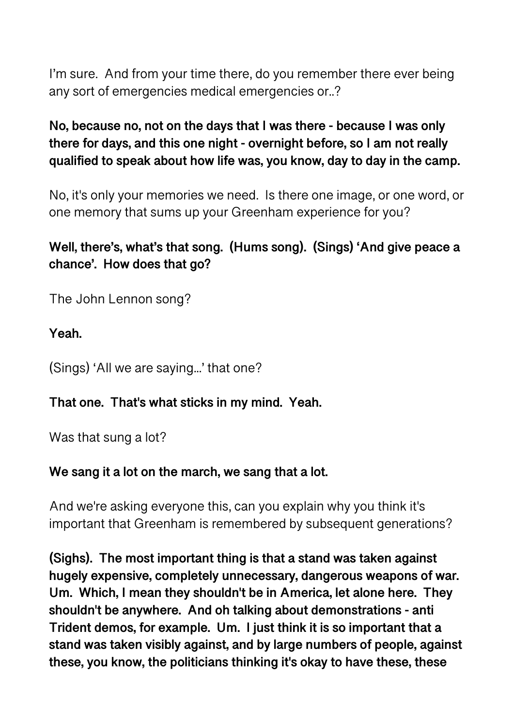I'm sure. And from your time there, do you remember there ever being any sort of emergencies medical emergencies or..?

**No, because no, not on the days that I was there - because I was only there for days, and this one night - overnight before, so I am not really qualified to speak about how life was, you know, day to day in the camp.**

No, it's only your memories we need. Is there one image, or one word, or one memory that sums up your Greenham experience for you?

**Well, there's, what's that song. (Hums song). (Sings) 'And give peace a chance'. How does that go?**

The John Lennon song?

**Yeah.**

(Sings) 'All we are saying...' that one?

**That one. That's what sticks in my mind. Yeah.**

Was that sung a lot?

**We sang it a lot on the march, we sang that a lot.**

And we're asking everyone this, can you explain why you think it's important that Greenham is remembered by subsequent generations?

**(Sighs). The most important thing is that a stand was taken against hugely expensive, completely unnecessary, dangerous weapons of war. Um. Which, I mean they shouldn't be in America, let alone here. They shouldn't be anywhere. And oh talking about demonstrations - anti Trident demos, for example. Um. I just think it is so important that a stand was taken visibly against, and by large numbers of people, against these, you know, the politicians thinking it's okay to have these, these**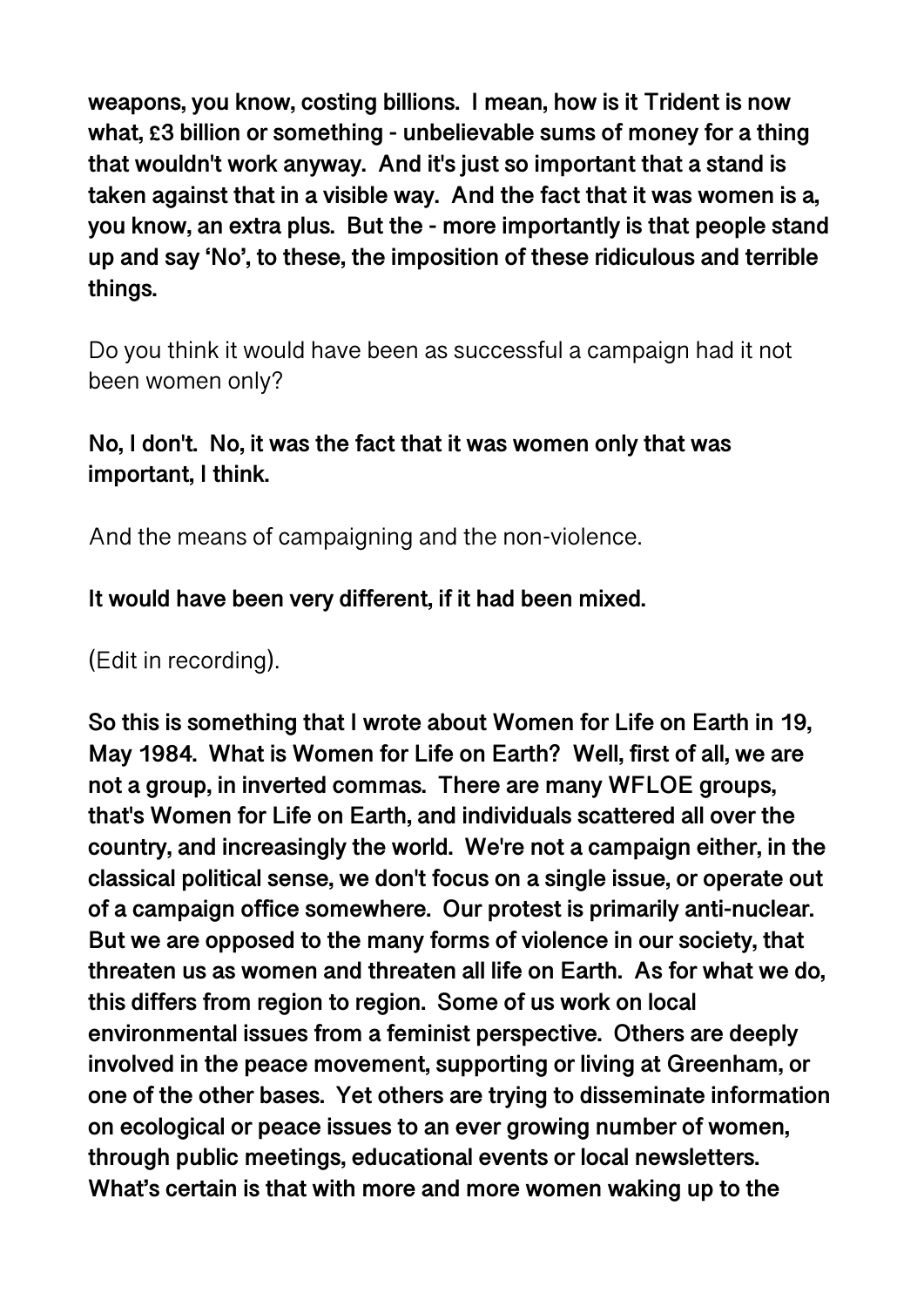**weapons, you know, costing billions. I mean, how is it Trident is now what, £3 billion or something - unbelievable sums of money for a thing that wouldn't work anyway. And it's just so important that a stand is taken against that in a visible way. And the fact that it was women is a, you know, an extra plus. But the - more importantly is that people stand up and say 'No', to these, the imposition of these ridiculous and terrible things.**

Do you think it would have been as successful a campaign had it not been women only?

**No, I don't. No, it was the fact that it was women only that was important, I think.**

And the means of campaigning and the non-violence.

**It would have been very different, if it had been mixed.**

(Edit in recording).

**So this is something that I wrote about Women for Life on Earth in 19, May 1984. What is Women for Life on Earth? Well, first of all, we are not a group, in inverted commas. There are many WFLOE groups, that's Women for Life on Earth, and individuals scattered all over the country, and increasingly the world. We're not a campaign either, in the classical political sense, we don't focus on a single issue, or operate out of a campaign office somewhere. Our protest is primarily anti-nuclear. But we are opposed to the many forms of violence in our society, that threaten us as women and threaten all life on Earth. As for what we do, this differs from region to region. Some of us work on local environmental issues from a feminist perspective. Others are deeply involved in the peace movement, supporting or living at Greenham, or one of the other bases. Yet others are trying to disseminate information on ecological or peace issues to an ever growing number of women, through public meetings, educational events or local newsletters. What's certain is that with more and more women waking up to the**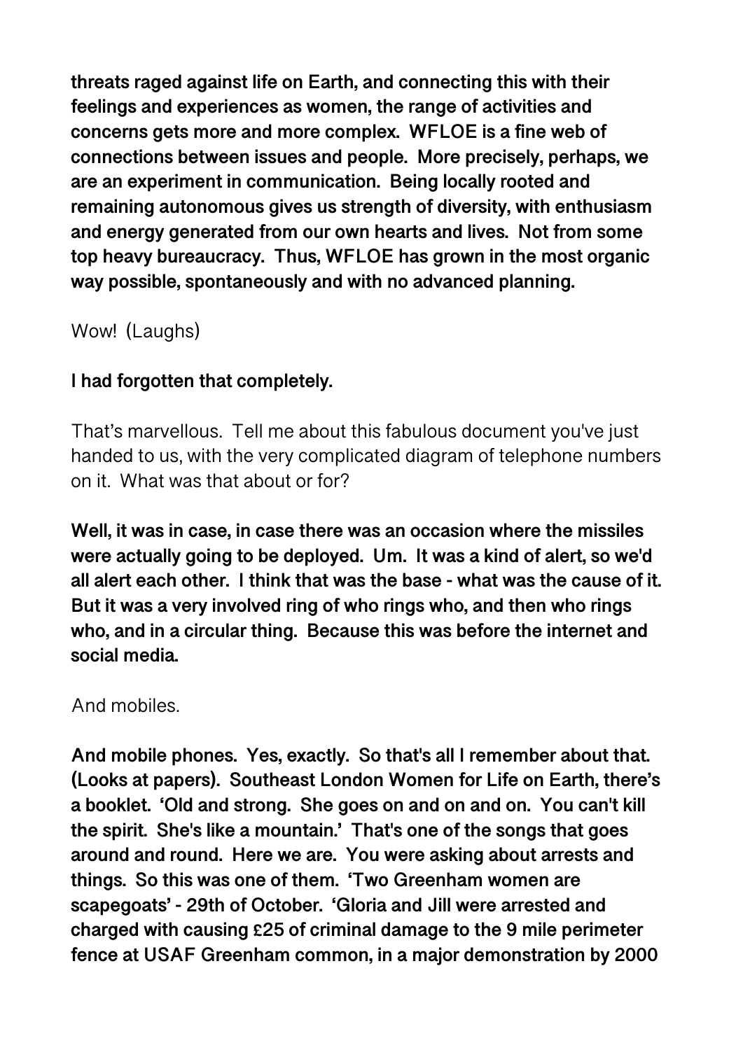**threats raged against life on Earth, and connecting this with their feelings and experiences as women, the range of activities and concerns gets more and more complex. WFLOE is a fine web of connections between issues and people. More precisely, perhaps, we are an experiment in communication. Being locally rooted and remaining autonomous gives us strength of diversity, with enthusiasm and energy generated from our own hearts and lives. Not from some top heavy bureaucracy. Thus, WFLOE has grown in the most organic way possible, spontaneously and with no advanced planning.**

Wow! (Laughs)

**I had forgotten that completely.**

That's marvellous. Tell me about this fabulous document you've just handed to us, with the very complicated diagram of telephone numbers on it. What was that about or for?

**Well, it was in case, in case there was an occasion where the missiles were actually going to be deployed. Um. It was a kind of alert, so we'd all alert each other. I think that was the base - what was the cause of it. But it was a very involved ring of who rings who, and then who rings who, and in a circular thing. Because this was before the internet and social media.**

And mobiles.

**And mobile phones. Yes, exactly. So that's all I remember about that. (Looks at papers). Southeast London Women for Life on Earth, there's a booklet. 'Old and strong. She goes on and on and on. You can't kill the spirit. She's like a mountain.' That's one of the songs that goes around and round. Here we are. You were asking about arrests and things. So this was one of them. 'Two Greenham women are scapegoats' - 29th of October. 'Gloria and Jill were arrested and charged with causing £25 of criminal damage to the 9 mile perimeter fence at USAF Greenham common, in a major demonstration by 2000**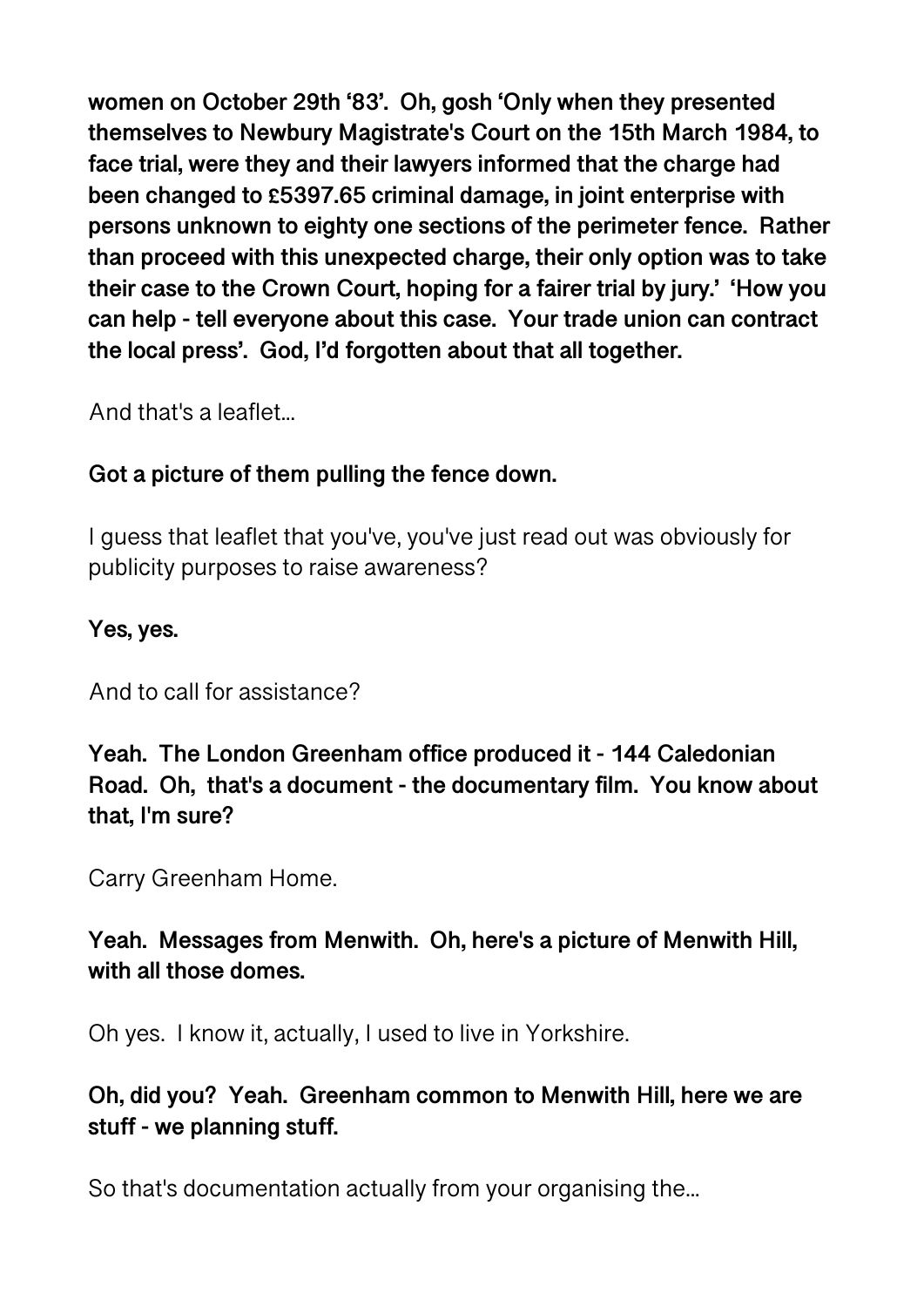**women on October 29th '83'. Oh, gosh 'Only when they presented themselves to Newbury Magistrate's Court on the 15th March 1984, to face trial, were they and their lawyers informed that the charge had been changed to £5397.65 criminal damage, in joint enterprise with persons unknown to eighty one sections of the perimeter fence. Rather than proceed with this unexpected charge, their only option was to take their case to the Crown Court, hoping for a fairer trial by jury.' 'How you can help - tell everyone about this case. Your trade union can contract the local press'. God, I'd forgotten about that all together.**

And that's a leaflet...

**Got a picture of them pulling the fence down.**

I guess that leaflet that you've, you've just read out was obviously for publicity purposes to raise awareness?

**Yes, yes.**

And to call for assistance?

**Yeah. The London Greenham office produced it - 144 Caledonian Road. Oh, that's a document - the documentary film. You know about that, I'm sure?**

Carry Greenham Home.

**Yeah. Messages from Menwith. Oh, here's a picture of Menwith Hill, with all those domes.**

Oh yes. I know it, actually, I used to live in Yorkshire.

**Oh, did you? Yeah. Greenham common to Menwith Hill, here we are stuff - we planning stuff.**

So that's documentation actually from your organising the...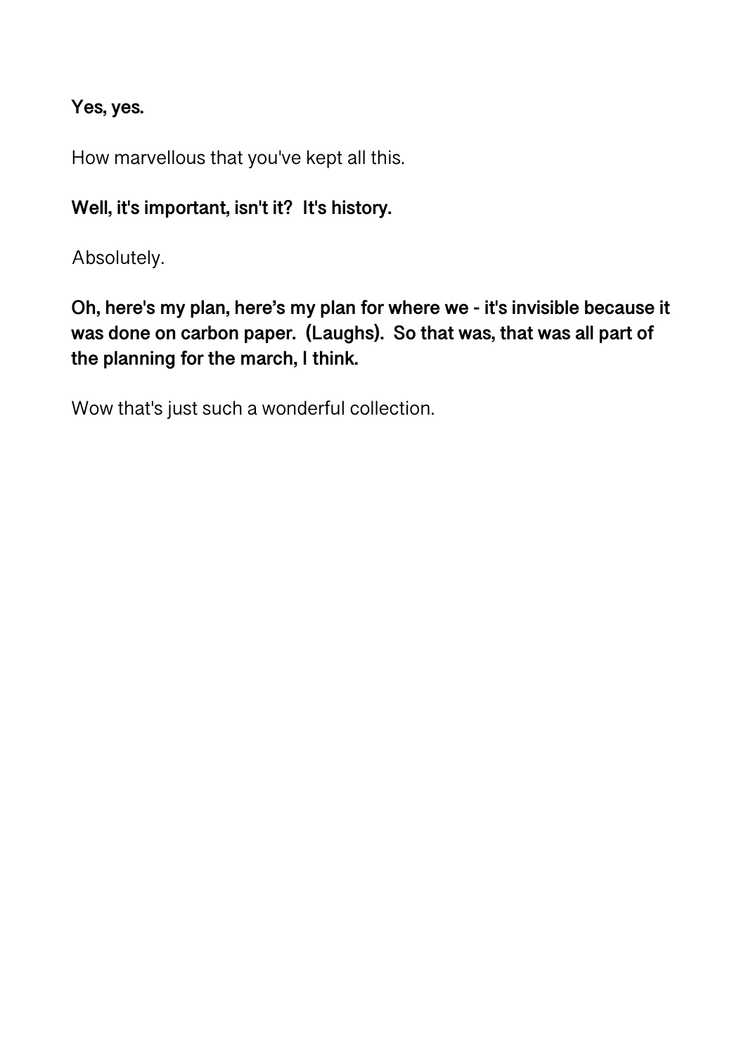**Yes, yes.**

How marvellous that you've kept all this.

**Well, it's important, isn't it?  It's history.**

Absolutely.

**Oh, here's my plan, here’s my plan for where we - it's invisible because it was done on carbon paper.  (Laughs).  So that was, that was all part of the planning for the march, I think.**

Wow that's just such a wonderful collection.